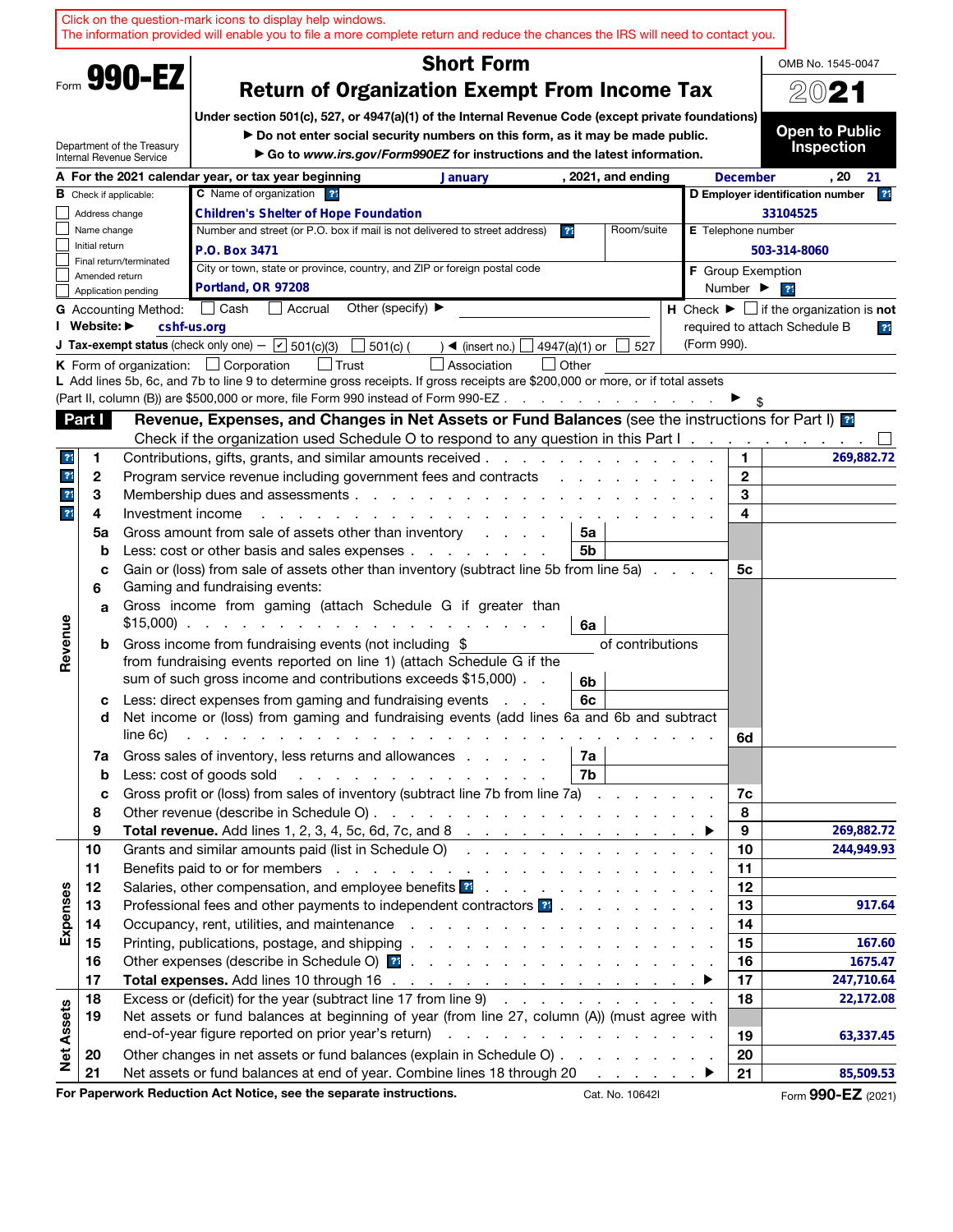Click on the question-mark icons to display help windows.
The information provided will enable you to file a more complete return and reduce the chances the IRS will need to contact you.

Form **990-EZ**

Department of the Treasury
Internal Revenue Service

# Short Form
# Return of Organization Exempt From Income Tax

**Under section 501(c), 527, or 4947(a)(1) of the Internal Revenue Code (except private foundations)**

▶ Do not enter social security numbers on this form, as it may be made public.

▶ Go to *www.irs.gov/Form990EZ* for instructions and the latest information.

OMB No. 1545-0047

**2021**

**Open to Public Inspection**

**A** For the 2021 calendar year, or tax year beginning January , 2021, and ending December , 20 21

**B** Check if applicable:
- ☐ Address change
- ☐ Name change
- ☐ Initial return
- ☐ Final return/terminated
- ☐ Amended return
- ☐ Application pending

**C** Name of organization: Children's Shelter of Hope Foundation

Number and street (or P.O. box if mail is not delivered to street address): P.O. Box 3471 — Room/suite:

City or town, state or province, country, and ZIP or foreign postal code: Portland, OR 97208

**D** Employer identification number: 33104525

**E** Telephone number: 503-314-8060

**F** Group Exemption Number ▶

**G** Accounting Method: ☐ Cash ☐ Accrual Other (specify) ▶

**H** Check ▶ ☐ if the organization is **not** required to attach Schedule B (Form 990).

**I** Website: ▶ cshf-us.org

**J** Tax-exempt status (check only one) — ☑ 501(c)(3) ☐ 501(c) ( ) ◀ (insert no.) ☐ 4947(a)(1) or ☐ 527

**K** Form of organization: ☐ Corporation ☐ Trust ☐ Association ☐ Other

**L** Add lines 5b, 6c, and 7b to line 9 to determine gross receipts. If gross receipts are $200,000 or more, or if total assets (Part II, column (B)) are $500,000 or more, file Form 990 instead of Form 990-EZ ▶ $

## Part I — Revenue, Expenses, and Changes in Net Assets or Fund Balances (see the instructions for Part I)

Check if the organization used Schedule O to respond to any question in this Part I ☐

| Section | Line | Description | Sub-line | Sub-amount | Line | Amount |
|---|---|---|---|---|---|---|
| Revenue | 1 | Contributions, gifts, grants, and similar amounts received | | | 1 | 269,882.72 |
| | 2 | Program service revenue including government fees and contracts | | | 2 | |
| | 3 | Membership dues and assessments | | | 3 | |
| | 4 | Investment income | | | 4 | |
| | 5a | Gross amount from sale of assets other than inventory | 5a | | | |
| | b | Less: cost or other basis and sales expenses | 5b | | | |
| | c | Gain or (loss) from sale of assets other than inventory (subtract line 5b from line 5a) | | | 5c | |
| | 6 | Gaming and fundraising events: | | | | |
| | a | Gross income from gaming (attach Schedule G if greater than $15,000) | 6a | | | |
| | b | Gross income from fundraising events (not including $ ___ of contributions from fundraising events reported on line 1) (attach Schedule G if the sum of such gross income and contributions exceeds $15,000) | 6b | | | |
| | c | Less: direct expenses from gaming and fundraising events | 6c | | | |
| | d | Net income or (loss) from gaming and fundraising events (add lines 6a and 6b and subtract line 6c) | | | 6d | |
| | 7a | Gross sales of inventory, less returns and allowances | 7a | | | |
| | b | Less: cost of goods sold | 7b | | | |
| | c | Gross profit or (loss) from sales of inventory (subtract line 7b from line 7a) | | | 7c | |
| | 8 | Other revenue (describe in Schedule O) | | | 8 | |
| | 9 | **Total revenue.** Add lines 1, 2, 3, 4, 5c, 6d, 7c, and 8 ▶ | | | 9 | 269,882.72 |
| Expenses | 10 | Grants and similar amounts paid (list in Schedule O) | | | 10 | 244,949.93 |
| | 11 | Benefits paid to or for members | | | 11 | |
| | 12 | Salaries, other compensation, and employee benefits | | | 12 | |
| | 13 | Professional fees and other payments to independent contractors | | | 13 | 917.64 |
| | 14 | Occupancy, rent, utilities, and maintenance | | | 14 | |
| | 15 | Printing, publications, postage, and shipping | | | 15 | 167.60 |
| | 16 | Other expenses (describe in Schedule O) | | | 16 | 1675.47 |
| | 17 | **Total expenses.** Add lines 10 through 16 ▶ | | | 17 | 247,710.64 |
| Net Assets | 18 | Excess or (deficit) for the year (subtract line 17 from line 9) | | | 18 | 22,172.08 |
| | 19 | Net assets or fund balances at beginning of year (from line 27, column (A)) (must agree with end-of-year figure reported on prior year's return) | | | 19 | 63,337.45 |
| | 20 | Other changes in net assets or fund balances (explain in Schedule O) | | | 20 | |
| | 21 | Net assets or fund balances at end of year. Combine lines 18 through 20 ▶ | | | 21 | 85,509.53 |

**For Paperwork Reduction Act Notice, see the separate instructions.** Cat. No. 10642I Form **990-EZ** (2021)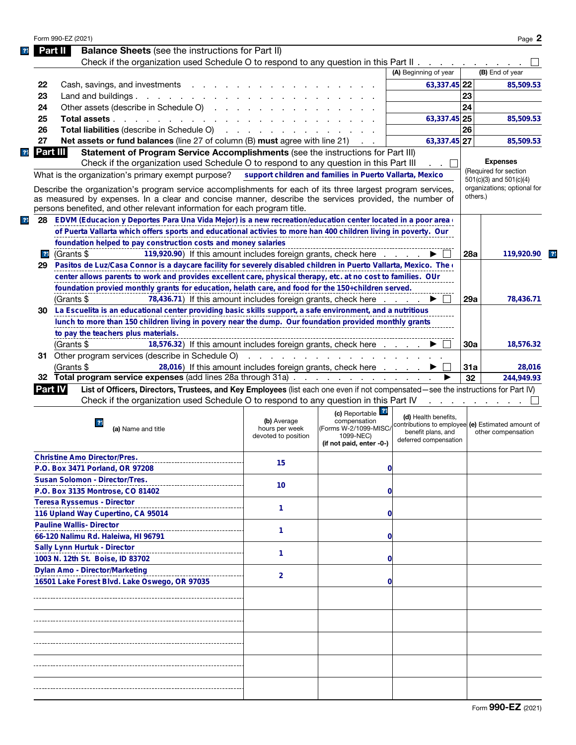## Part II Balance Sheets (see the instructions for Part II)

Check if the organization used Schedule O to respond to any question in this Part II . . . . . . . . . . ☐

| | | (A) Beginning of year | | (B) End of year |
|---|---|---|---|---|
| 22 | Cash, savings, and investments | 63,337.45 | 22 | 85,509.53 |
| 23 | Land and buildings | | 23 | |
| 24 | Other assets (describe in Schedule O) | | 24 | |
| 25 | **Total assets** | 63,337.45 | 25 | 85,509.53 |
| 26 | **Total liabilities** (describe in Schedule O) | | 26 | |
| 27 | **Net assets or fund balances** (line 27 of column (B) **must** agree with line 21) | 63,337.45 | 27 | 85,509.53 |

## Part III Statement of Program Service Accomplishments (see the instructions for Part III)

Check if the organization used Schedule O to respond to any question in this Part III . . ☐

**Expenses** (Required for section 501(c)(3) and 501(c)(4) organizations; optional for others.)

What is the organization's primary exempt purpose? support children and families in Puerto Vallarta, Mexico

Describe the organization's program service accomplishments for each of its three largest program services, as measured by expenses. In a clear and concise manner, describe the services provided, the number of persons benefited, and other relevant information for each program title.

| | | | |
|---|---|---|---|
| 28 | EDVM (Educacion y Deportes Para Una Vida Mejor) is a new recreation/education center located in a poor area of Puerta Vallarta which offers sports and educational activies to more han 400 children living in poverty. Our foundation helped to pay construction costs and money salaries<br>(Grants $ 119,920.90) If this amount includes foreign grants, check here . . . . . ▶ ☐ | 28a | 119,920.90 |
| 29 | Pasitos de Luz/Casa Connor is a daycare facility for severely disabled children in Puerto Vallarta, Mexico. The center allows parents to work and provides excellent care, physical therapy, etc. at no cost to families. OUr foundation provied monthly grants for education, helath care, and food for the 150+children served.<br>(Grants $ 78,436.71) If this amount includes foreign grants, check here . . . . . ▶ ☐ | 29a | 78,436.71 |
| 30 | La Escuelita is an educational center providing basic skills support, a safe environment, and a nutritious lunch to more than 150 children living in povery near the dump. Our foundation provided monthly grants to pay the teachers plus materials.<br>(Grants $ 18,576.32) If this amount includes foreign grants, check here . . . . . ▶ ☐ | 30a | 18,576.32 |
| 31 | Other program services (describe in Schedule O)<br>(Grants $ 28,016) If this amount includes foreign grants, check here . . . . . ▶ ☐ | 31a | 28,016 |
| 32 | **Total program service expenses** (add lines 28a through 31a) . . . . . ▶ | 32 | 244,949.93 |

## Part IV List of Officers, Directors, Trustees, and Key Employees (list each one even if not compensated—see the instructions for Part IV)

Check if the organization used Schedule O to respond to any question in this Part IV . . . . . . . . . ☐

| (a) Name and title | (b) Average hours per week devoted to position | (c) Reportable compensation (Forms W-2/1099-MISC/1099-NEC) (if not paid, enter -0-) | (d) Health benefits, contributions to employee benefit plans, and deferred compensation | (e) Estimated amount of other compensation |
|---|---|---|---|---|
| Christine Amo Director/Pres.<br>P.O. Box 3471 Porland, OR 97208 | 15 | 0 | | |
| Susan Solomon - Director/Tres.<br>P.O. Box 3135 Montrose, CO 81402 | 10 | 0 | | |
| Teresa Ryssemus - Director<br>116 Upland Way Cupertino, CA 95014 | 1 | 0 | | |
| Pauline Wallis- Director<br>66-120 Nalimu Rd. Haleiwa, HI 96791 | 1 | 0 | | |
| Sally Lynn Hurtuk - Director<br>1003 N. 12th St. Boise, ID 83702 | 1 | 0 | | |
| Dylan Amo - Director/Marketing<br>16501 Lake Forest Blvd. Lake Oswego, OR 97035 | 2 | 0 | | |
| | | | | |
| | | | | |
| | | | | |
| | | | | |
| | | | | |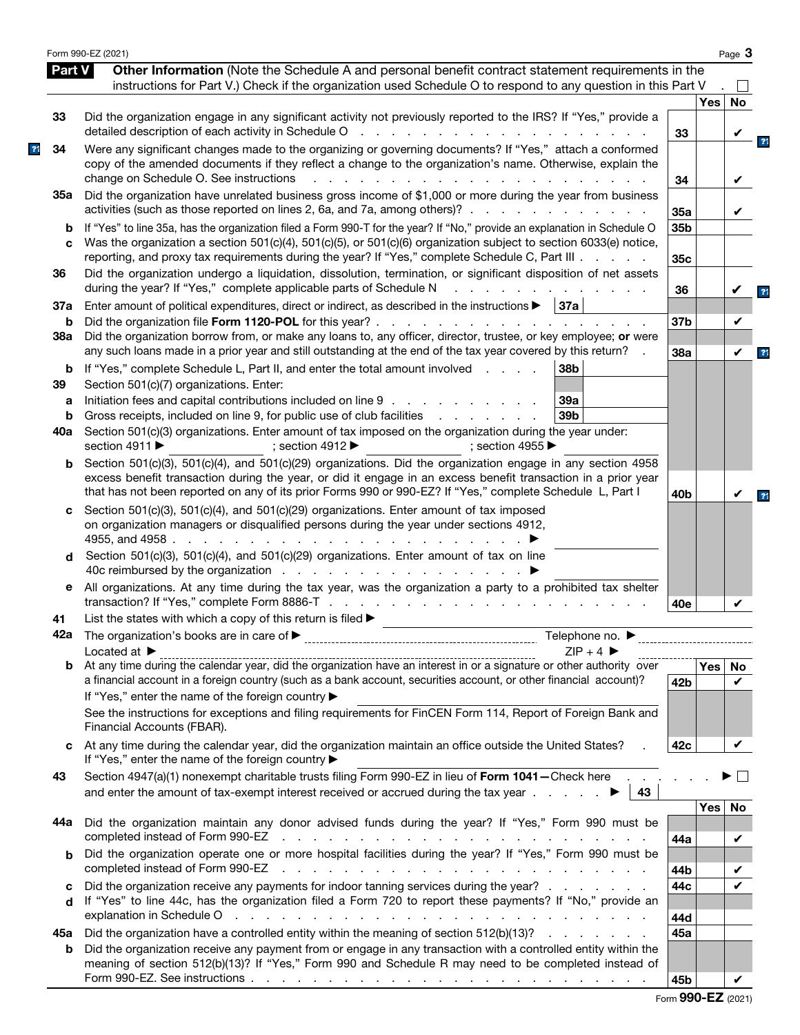## Part V Other Information

(Note the Schedule A and personal benefit contract statement requirements in the instructions for Part V.) Check if the organization used Schedule O to respond to any question in this Part V . ☐

| | | | Yes | No |
|---|---|---|---|---|
| 33 | Did the organization engage in any significant activity not previously reported to the IRS? If "Yes," provide a detailed description of each activity in Schedule O | 33 | | ✔ |
| 34 | Were any significant changes made to the organizing or governing documents? If "Yes," attach a conformed copy of the amended documents if they reflect a change to the organization's name. Otherwise, explain the change on Schedule O. See instructions | 34 | | ✔ |
| 35a | Did the organization have unrelated business gross income of $1,000 or more during the year from business activities (such as those reported on lines 2, 6a, and 7a, among others)? | 35a | | ✔ |
| b | If "Yes" to line 35a, has the organization filed a Form 990-T for the year? If "No," provide an explanation in Schedule O | 35b | | |
| c | Was the organization a section 501(c)(4), 501(c)(5), or 501(c)(6) organization subject to section 6033(e) notice, reporting, and proxy tax requirements during the year? If "Yes," complete Schedule C, Part III | 35c | | |
| 36 | Did the organization undergo a liquidation, dissolution, termination, or significant disposition of net assets during the year? If "Yes," complete applicable parts of Schedule N | 36 | | ✔ |
| 37a | Enter amount of political expenditures, direct or indirect, as described in the instructions ▶ 37a | | | |
| b | Did the organization file **Form 1120-POL** for this year? | 37b | | ✔ |
| 38a | Did the organization borrow from, or make any loans to, any officer, director, trustee, or key employee; **or** were any such loans made in a prior year and still outstanding at the end of the tax year covered by this return? | 38a | | ✔ |
| b | If "Yes," complete Schedule L, Part II, and enter the total amount involved 38b | | | |
| 39 | Section 501(c)(7) organizations. Enter: | | | |
| a | Initiation fees and capital contributions included on line 9 39a | | | |
| b | Gross receipts, included on line 9, for public use of club facilities 39b | | | |
| 40a | Section 501(c)(3) organizations. Enter amount of tax imposed on the organization during the year under: section 4911 ▶ ; section 4912 ▶ ; section 4955 ▶ | | | |
| b | Section 501(c)(3), 501(c)(4), and 501(c)(29) organizations. Did the organization engage in any section 4958 excess benefit transaction during the year, or did it engage in an excess benefit transaction in a prior year that has not been reported on any of its prior Forms 990 or 990-EZ? If "Yes," complete Schedule L, Part I | 40b | | ✔ |
| c | Section 501(c)(3), 501(c)(4), and 501(c)(29) organizations. Enter amount of tax imposed on organization managers or disqualified persons during the year under sections 4912, 4955, and 4958 ▶ | | | |
| d | Section 501(c)(3), 501(c)(4), and 501(c)(29) organizations. Enter amount of tax on line 40c reimbursed by the organization ▶ | | | |
| e | All organizations. At any time during the tax year, was the organization a party to a prohibited tax shelter transaction? If "Yes," complete Form 8886-T | 40e | | ✔ |

41 List the states with which a copy of this return is filed ▶

42a The organization's books are in care of ▶ Telephone no. ▶

Located at ▶ ZIP + 4 ▶

| | | | Yes | No |
|---|---|---|---|---|
| b | At any time during the calendar year, did the organization have an interest in or a signature or other authority over a financial account in a foreign country (such as a bank account, securities account, or other financial account)? If "Yes," enter the name of the foreign country ▶ See the instructions for exceptions and filing requirements for FinCEN Form 114, Report of Foreign Bank and Financial Accounts (FBAR). | 42b | | ✔ |
| c | At any time during the calendar year, did the organization maintain an office outside the United States? If "Yes," enter the name of the foreign country ▶ | 42c | | ✔ |

43 Section 4947(a)(1) nonexempt charitable trusts filing Form 990-EZ in lieu of **Form 1041**—Check here ▶ ☐ and enter the amount of tax-exempt interest received or accrued during the tax year ▶ 43

| | | | Yes | No |
|---|---|---|---|---|
| 44a | Did the organization maintain any donor advised funds during the year? If "Yes," Form 990 must be completed instead of Form 990-EZ | 44a | | ✔ |
| b | Did the organization operate one or more hospital facilities during the year? If "Yes," Form 990 must be completed instead of Form 990-EZ | 44b | | ✔ |
| c | Did the organization receive any payments for indoor tanning services during the year? | 44c | | ✔ |
| d | If "Yes" to line 44c, has the organization filed a Form 720 to report these payments? If "No," provide an explanation in Schedule O | 44d | | |
| 45a | Did the organization have a controlled entity within the meaning of section 512(b)(13)? | 45a | | |
| b | Did the organization receive any payment from or engage in any transaction with a controlled entity within the meaning of section 512(b)(13)? If "Yes," Form 990 and Schedule R may need to be completed instead of Form 990-EZ. See instructions | 45b | | ✔ |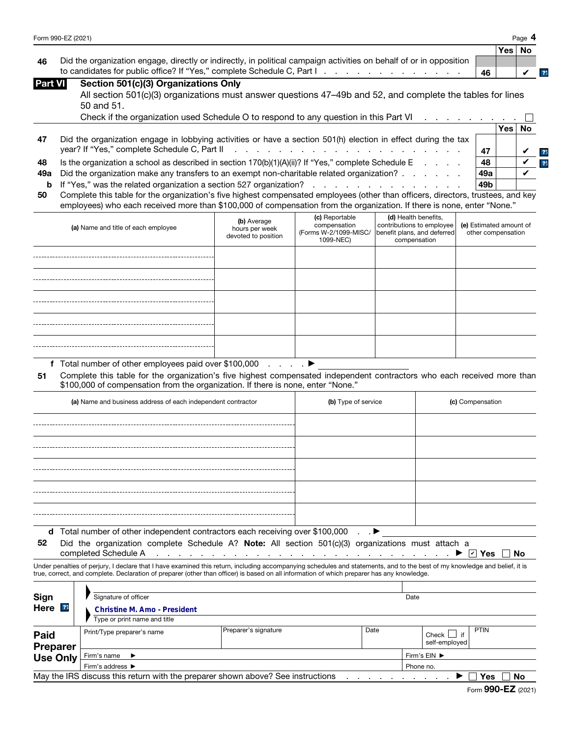| | | | Yes | No |
|---|---|---|---|---|
| 46 | Did the organization engage, directly or indirectly, in political campaign activities on behalf of or in opposition to candidates for public office? If "Yes," complete Schedule C, Part I | 46 | | ✔ |

## Part VI Section 501(c)(3) Organizations Only

All section 501(c)(3) organizations must answer questions 47–49b and 52, and complete the tables for lines 50 and 51.

Check if the organization used Schedule O to respond to any question in this Part VI ☐

| | | | Yes | No |
|---|---|---|---|---|
| 47 | Did the organization engage in lobbying activities or have a section 501(h) election in effect during the tax year? If "Yes," complete Schedule C, Part II | 47 | | ✔ |
| 48 | Is the organization a school as described in section 170(b)(1)(A)(ii)? If "Yes," complete Schedule E | 48 | | ✔ |
| 49a | Did the organization make any transfers to an exempt non-charitable related organization? | 49a | | ✔ |
| b | If "Yes," was the related organization a section 527 organization? | 49b | | |

**50** Complete this table for the organization's five highest compensated employees (other than officers, directors, trustees, and key employees) who each received more than $100,000 of compensation from the organization. If there is none, enter "None."

| (a) Name and title of each employee | (b) Average hours per week devoted to position | (c) Reportable compensation (Forms W-2/1099-MISC/ 1099-NEC) | (d) Health benefits, contributions to employee benefit plans, and deferred compensation | (e) Estimated amount of other compensation |
|---|---|---|---|---|
| | | | | |
| | | | | |
| | | | | |
| | | | | |
| | | | | |

**f** Total number of other employees paid over $100,000 ▶

**51** Complete this table for the organization's five highest compensated independent contractors who each received more than $100,000 of compensation from the organization. If there is none, enter "None."

| (a) Name and business address of each independent contractor | (b) Type of service | (c) Compensation |
|---|---|---|
| | | |
| | | |
| | | |
| | | |
| | | |

**d** Total number of other independent contractors each receiving over $100,000 ▶

**52** Did the organization complete Schedule A? **Note:** All section 501(c)(3) organizations must attach a completed Schedule A ▶ ☑ Yes ☐ No

Under penalties of perjury, I declare that I have examined this return, including accompanying schedules and statements, and to the best of my knowledge and belief, it is true, correct, and complete. Declaration of preparer (other than officer) is based on all information of which preparer has any knowledge.

**Sign Here**

Signature of officer | Date

Christine M. Amo - President

Type or print name and title

**Paid Preparer Use Only**

| Print/Type preparer's name | Preparer's signature | Date | Check ☐ if self-employed | PTIN |
|---|---|---|---|---|
| | | | | |

Firm's name ▶ | Firm's EIN ▶

Firm's address ▶ | Phone no.

May the IRS discuss this return with the preparer shown above? See instructions ▶ ☐ Yes ☐ No